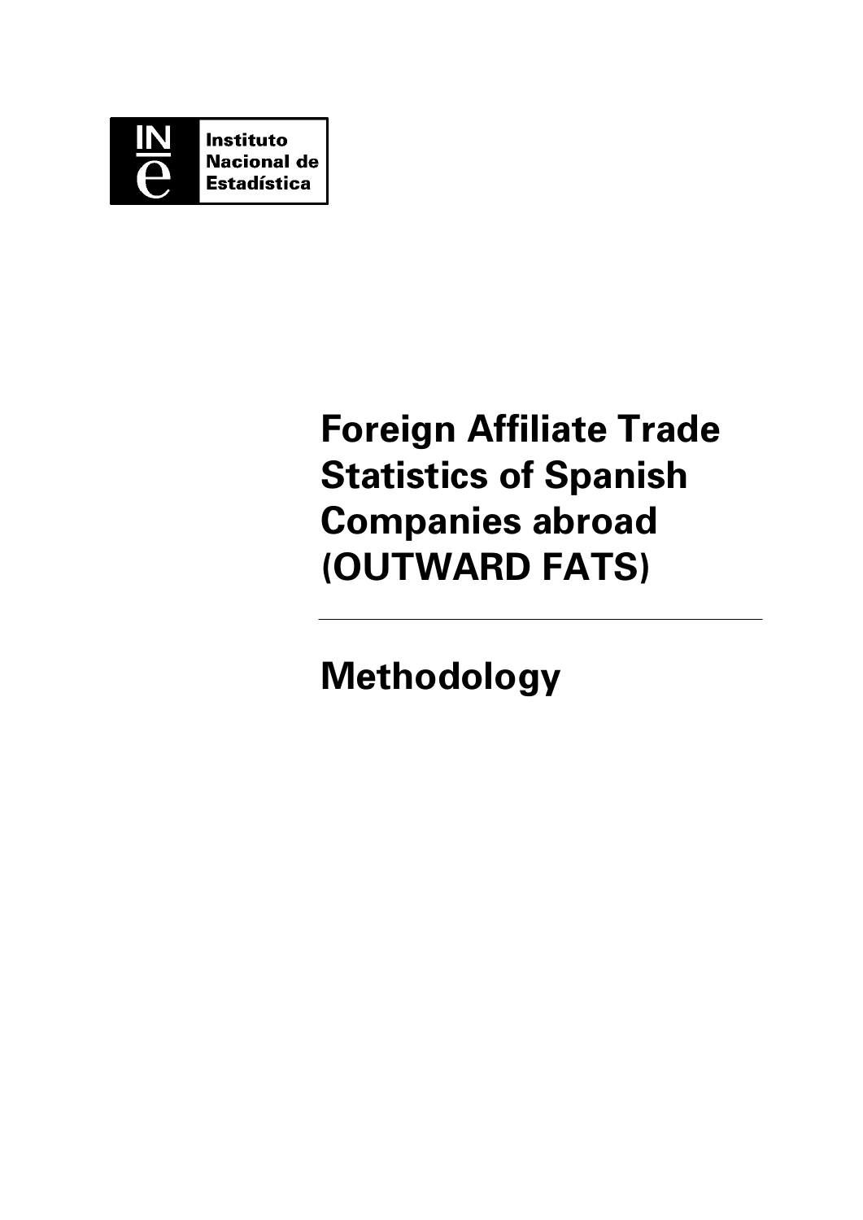Instituto Nacional de Estadística

# Foreign Affiliate Trade Statistics of Spanish Companies abroad (OUTWARD FATS)

---

# Methodology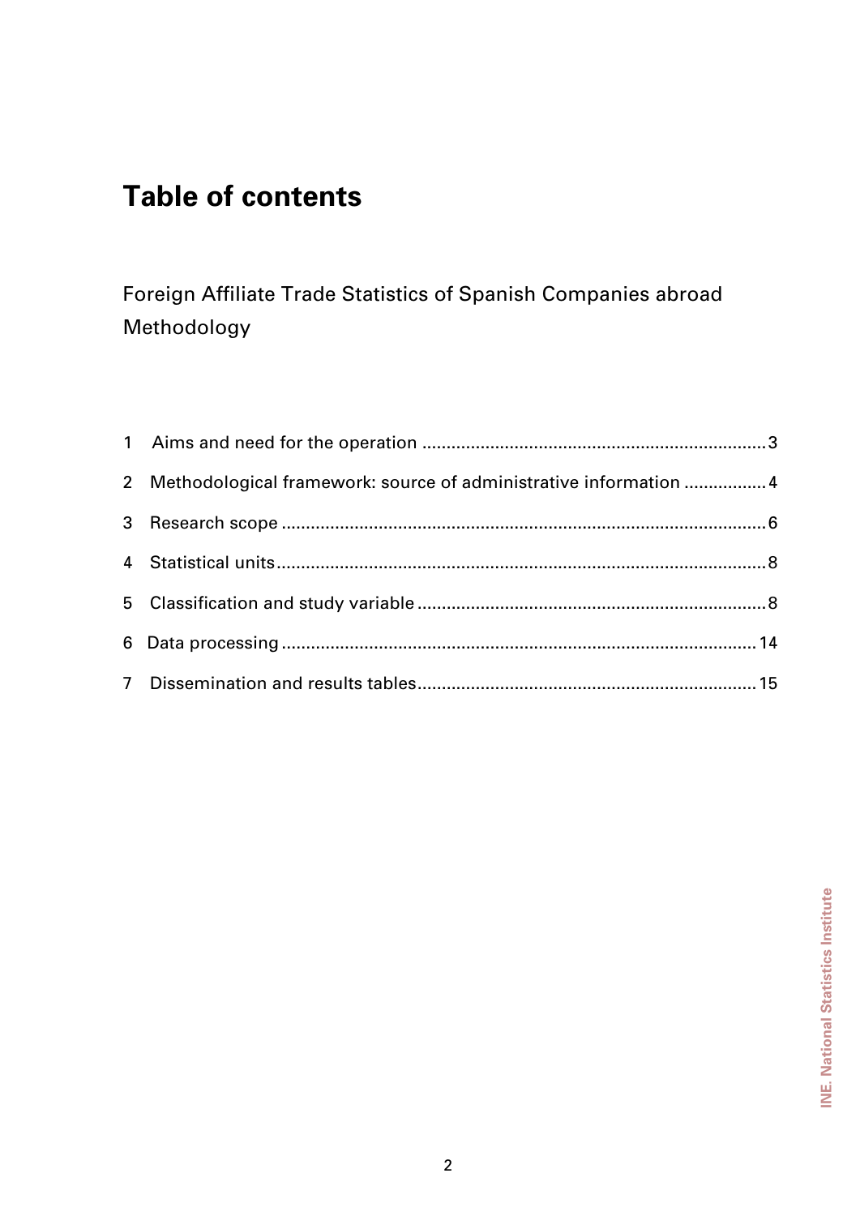# Table of contents

Foreign Affiliate Trade Statistics of Spanish Companies abroad
Methodology

1 Aims and need for the operation ........................................................................ 3

2 Methodological framework: source of administrative information ................. 4

3 Research scope .................................................................................................. 6

4 Statistical units .................................................................................................... 8

5 Classification and study variable ....................................................................... 8

6 Data processing ................................................................................................. 14

7 Dissemination and results tables ..................................................................... 15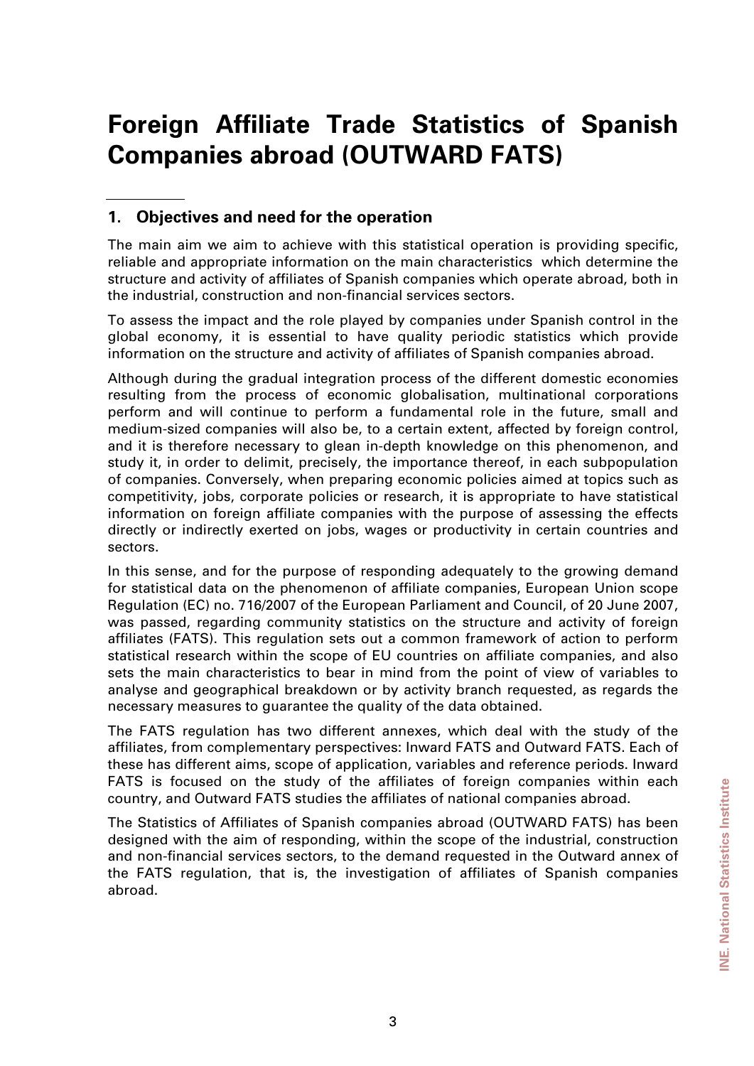# Foreign Affiliate Trade Statistics of Spanish Companies abroad (OUTWARD FATS)

## 1. Objectives and need for the operation

The main aim we aim to achieve with this statistical operation is providing specific, reliable and appropriate information on the main characteristics which determine the structure and activity of affiliates of Spanish companies which operate abroad, both in the industrial, construction and non-financial services sectors.

To assess the impact and the role played by companies under Spanish control in the global economy, it is essential to have quality periodic statistics which provide information on the structure and activity of affiliates of Spanish companies abroad.

Although during the gradual integration process of the different domestic economies resulting from the process of economic globalisation, multinational corporations perform and will continue to perform a fundamental role in the future, small and medium-sized companies will also be, to a certain extent, affected by foreign control, and it is therefore necessary to glean in-depth knowledge on this phenomenon, and study it, in order to delimit, precisely, the importance thereof, in each subpopulation of companies. Conversely, when preparing economic policies aimed at topics such as competitivity, jobs, corporate policies or research, it is appropriate to have statistical information on foreign affiliate companies with the purpose of assessing the effects directly or indirectly exerted on jobs, wages or productivity in certain countries and sectors.

In this sense, and for the purpose of responding adequately to the growing demand for statistical data on the phenomenon of affiliate companies, European Union scope Regulation (EC) no. 716/2007 of the European Parliament and Council, of 20 June 2007, was passed, regarding community statistics on the structure and activity of foreign affiliates (FATS). This regulation sets out a common framework of action to perform statistical research within the scope of EU countries on affiliate companies, and also sets the main characteristics to bear in mind from the point of view of variables to analyse and geographical breakdown or by activity branch requested, as regards the necessary measures to guarantee the quality of the data obtained.

The FATS regulation has two different annexes, which deal with the study of the affiliates, from complementary perspectives: Inward FATS and Outward FATS. Each of these has different aims, scope of application, variables and reference periods. Inward FATS is focused on the study of the affiliates of foreign companies within each country, and Outward FATS studies the affiliates of national companies abroad.

The Statistics of Affiliates of Spanish companies abroad (OUTWARD FATS) has been designed with the aim of responding, within the scope of the industrial, construction and non-financial services sectors, to the demand requested in the Outward annex of the FATS regulation, that is, the investigation of affiliates of Spanish companies abroad.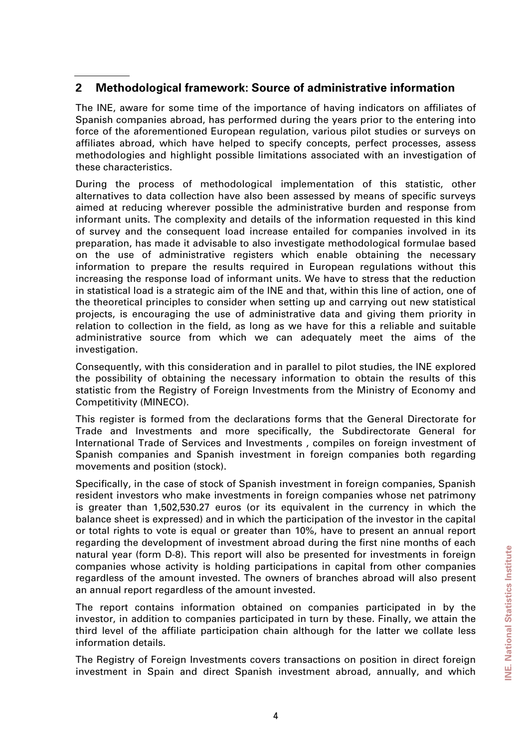## 2 Methodological framework: Source of administrative information

The INE, aware for some time of the importance of having indicators on affiliates of Spanish companies abroad, has performed during the years prior to the entering into force of the aforementioned European regulation, various pilot studies or surveys on affiliates abroad, which have helped to specify concepts, perfect processes, assess methodologies and highlight possible limitations associated with an investigation of these characteristics.

During the process of methodological implementation of this statistic, other alternatives to data collection have also been assessed by means of specific surveys aimed at reducing wherever possible the administrative burden and response from informant units. The complexity and details of the information requested in this kind of survey and the consequent load increase entailed for companies involved in its preparation, has made it advisable to also investigate methodological formulae based on the use of administrative registers which enable obtaining the necessary information to prepare the results required in European regulations without this increasing the response load of informant units. We have to stress that the reduction in statistical load is a strategic aim of the INE and that, within this line of action, one of the theoretical principles to consider when setting up and carrying out new statistical projects, is encouraging the use of administrative data and giving them priority in relation to collection in the field, as long as we have for this a reliable and suitable administrative source from which we can adequately meet the aims of the investigation.

Consequently, with this consideration and in parallel to pilot studies, the INE explored the possibility of obtaining the necessary information to obtain the results of this statistic from the Registry of Foreign Investments from the Ministry of Economy and Competitivity (MINECO).

This register is formed from the declarations forms that the General Directorate for Trade and Investments and more specifically, the Subdirectorate General for International Trade of Services and Investments , compiles on foreign investment of Spanish companies and Spanish investment in foreign companies both regarding movements and position (stock).

Specifically, in the case of stock of Spanish investment in foreign companies, Spanish resident investors who make investments in foreign companies whose net patrimony is greater than 1,502,530.27 euros (or its equivalent in the currency in which the balance sheet is expressed) and in which the participation of the investor in the capital or total rights to vote is equal or greater than 10%, have to present an annual report regarding the development of investment abroad during the first nine months of each natural year (form D-8). This report will also be presented for investments in foreign companies whose activity is holding participations in capital from other companies regardless of the amount invested. The owners of branches abroad will also present an annual report regardless of the amount invested.

The report contains information obtained on companies participated in by the investor, in addition to companies participated in turn by these. Finally, we attain the third level of the affiliate participation chain although for the latter we collate less information details.

The Registry of Foreign Investments covers transactions on position in direct foreign investment in Spain and direct Spanish investment abroad, annually, and which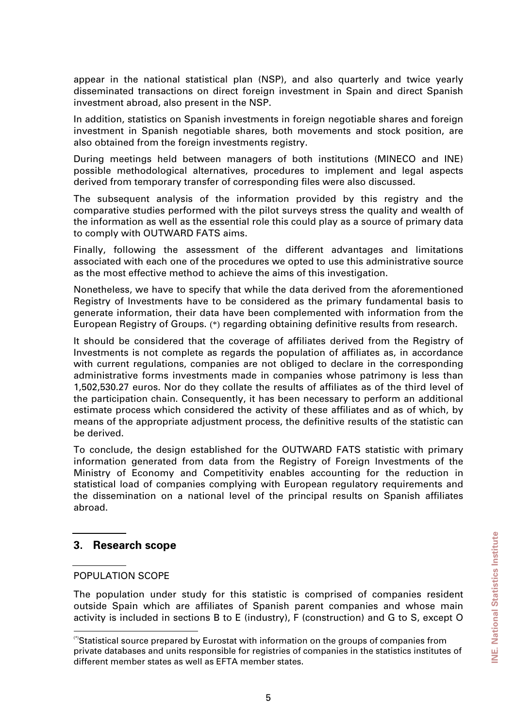appear in the national statistical plan (NSP), and also quarterly and twice yearly disseminated transactions on direct foreign investment in Spain and direct Spanish investment abroad, also present in the NSP.

In addition, statistics on Spanish investments in foreign negotiable shares and foreign investment in Spanish negotiable shares, both movements and stock position, are also obtained from the foreign investments registry.

During meetings held between managers of both institutions (MINECO and INE) possible methodological alternatives, procedures to implement and legal aspects derived from temporary transfer of corresponding files were also discussed.

The subsequent analysis of the information provided by this registry and the comparative studies performed with the pilot surveys stress the quality and wealth of the information as well as the essential role this could play as a source of primary data to comply with OUTWARD FATS aims.

Finally, following the assessment of the different advantages and limitations associated with each one of the procedures we opted to use this administrative source as the most effective method to achieve the aims of this investigation.

Nonetheless, we have to specify that while the data derived from the aforementioned Registry of Investments have to be considered as the primary fundamental basis to generate information, their data have been complemented with information from the European Registry of Groups. (*) regarding obtaining definitive results from research.

It should be considered that the coverage of affiliates derived from the Registry of Investments is not complete as regards the population of affiliates as, in accordance with current regulations, companies are not obliged to declare in the corresponding administrative forms investments made in companies whose patrimony is less than 1,502,530.27 euros. Nor do they collate the results of affiliates as of the third level of the participation chain. Consequently, it has been necessary to perform an additional estimate process which considered the activity of these affiliates and as of which, by means of the appropriate adjustment process, the definitive results of the statistic can be derived.

To conclude, the design established for the OUTWARD FATS statistic with primary information generated from data from the Registry of Foreign Investments of the Ministry of Economy and Competitivity enables accounting for the reduction in statistical load of companies complying with European regulatory requirements and the dissemination on a national level of the principal results on Spanish affiliates abroad.

## 3. Research scope

### POPULATION SCOPE

The population under study for this statistic is comprised of companies resident outside Spain which are affiliates of Spanish parent companies and whose main activity is included in sections B to E (industry), F (construction) and G to S, except O

---

(*) Statistical source prepared by Eurostat with information on the groups of companies from private databases and units responsible for registries of companies in the statistics institutes of different member states as well as EFTA member states.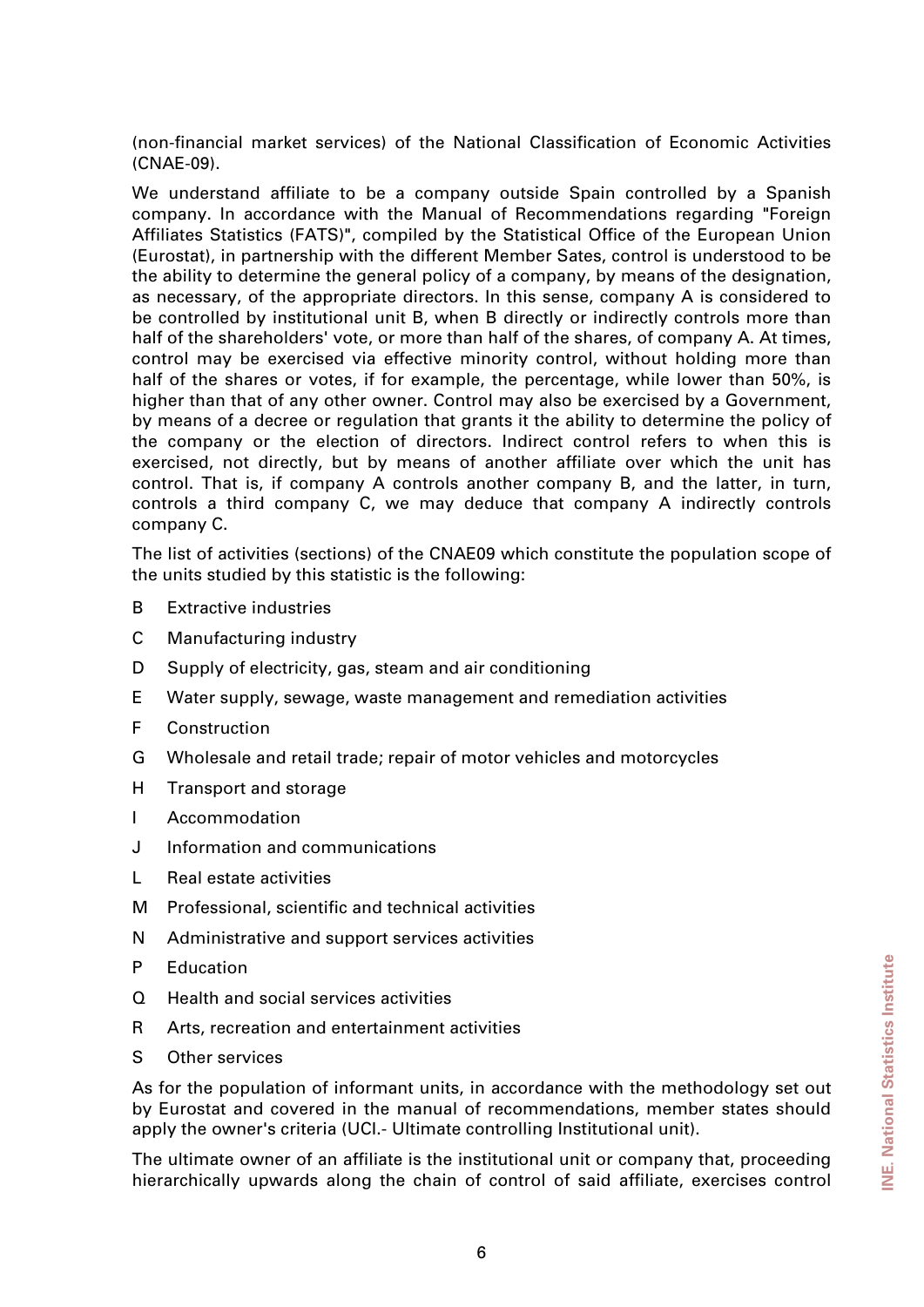(non-financial market services) of the National Classification of Economic Activities (CNAE-09).

We understand affiliate to be a company outside Spain controlled by a Spanish company. In accordance with the Manual of Recommendations regarding "Foreign Affiliates Statistics (FATS)", compiled by the Statistical Office of the European Union (Eurostat), in partnership with the different Member Sates, control is understood to be the ability to determine the general policy of a company, by means of the designation, as necessary, of the appropriate directors. In this sense, company A is considered to be controlled by institutional unit B, when B directly or indirectly controls more than half of the shareholders' vote, or more than half of the shares, of company A. At times, control may be exercised via effective minority control, without holding more than half of the shares or votes, if for example, the percentage, while lower than 50%, is higher than that of any other owner. Control may also be exercised by a Government, by means of a decree or regulation that grants it the ability to determine the policy of the company or the election of directors. Indirect control refers to when this is exercised, not directly, but by means of another affiliate over which the unit has control. That is, if company A controls another company B, and the latter, in turn, controls a third company C, we may deduce that company A indirectly controls company C.

The list of activities (sections) of the CNAE09 which constitute the population scope of the units studied by this statistic is the following:

- B Extractive industries
- C Manufacturing industry
- D Supply of electricity, gas, steam and air conditioning
- E Water supply, sewage, waste management and remediation activities
- F Construction
- G Wholesale and retail trade; repair of motor vehicles and motorcycles
- H Transport and storage
- I Accommodation
- J Information and communications
- L Real estate activities
- M Professional, scientific and technical activities
- N Administrative and support services activities
- P Education
- Q Health and social services activities
- R Arts, recreation and entertainment activities
- S Other services

As for the population of informant units, in accordance with the methodology set out by Eurostat and covered in the manual of recommendations, member states should apply the owner's criteria (UCI.- Ultimate controlling Institutional unit).

The ultimate owner of an affiliate is the institutional unit or company that, proceeding hierarchically upwards along the chain of control of said affiliate, exercises control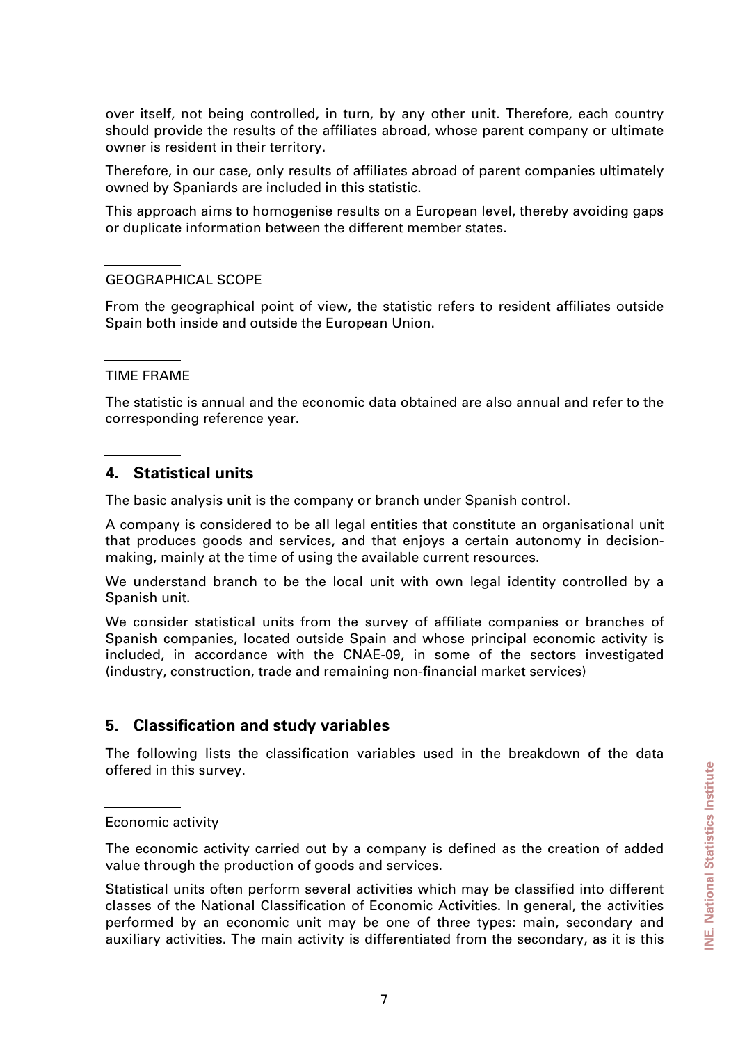over itself, not being controlled, in turn, by any other unit. Therefore, each country should provide the results of the affiliates abroad, whose parent company or ultimate owner is resident in their territory.

Therefore, in our case, only results of affiliates abroad of parent companies ultimately owned by Spaniards are included in this statistic.

This approach aims to homogenise results on a European level, thereby avoiding gaps or duplicate information between the different member states.

### GEOGRAPHICAL SCOPE

From the geographical point of view, the statistic refers to resident affiliates outside Spain both inside and outside the European Union.

### TIME FRAME

The statistic is annual and the economic data obtained are also annual and refer to the corresponding reference year.

## 4. Statistical units

The basic analysis unit is the company or branch under Spanish control.

A company is considered to be all legal entities that constitute an organisational unit that produces goods and services, and that enjoys a certain autonomy in decision-making, mainly at the time of using the available current resources.

We understand branch to be the local unit with own legal identity controlled by a Spanish unit.

We consider statistical units from the survey of affiliate companies or branches of Spanish companies, located outside Spain and whose principal economic activity is included, in accordance with the CNAE-09, in some of the sectors investigated (industry, construction, trade and remaining non-financial market services)

## 5. Classification and study variables

The following lists the classification variables used in the breakdown of the data offered in this survey.

### Economic activity

The economic activity carried out by a company is defined as the creation of added value through the production of goods and services.

Statistical units often perform several activities which may be classified into different classes of the National Classification of Economic Activities. In general, the activities performed by an economic unit may be one of three types: main, secondary and auxiliary activities. The main activity is differentiated from the secondary, as it is this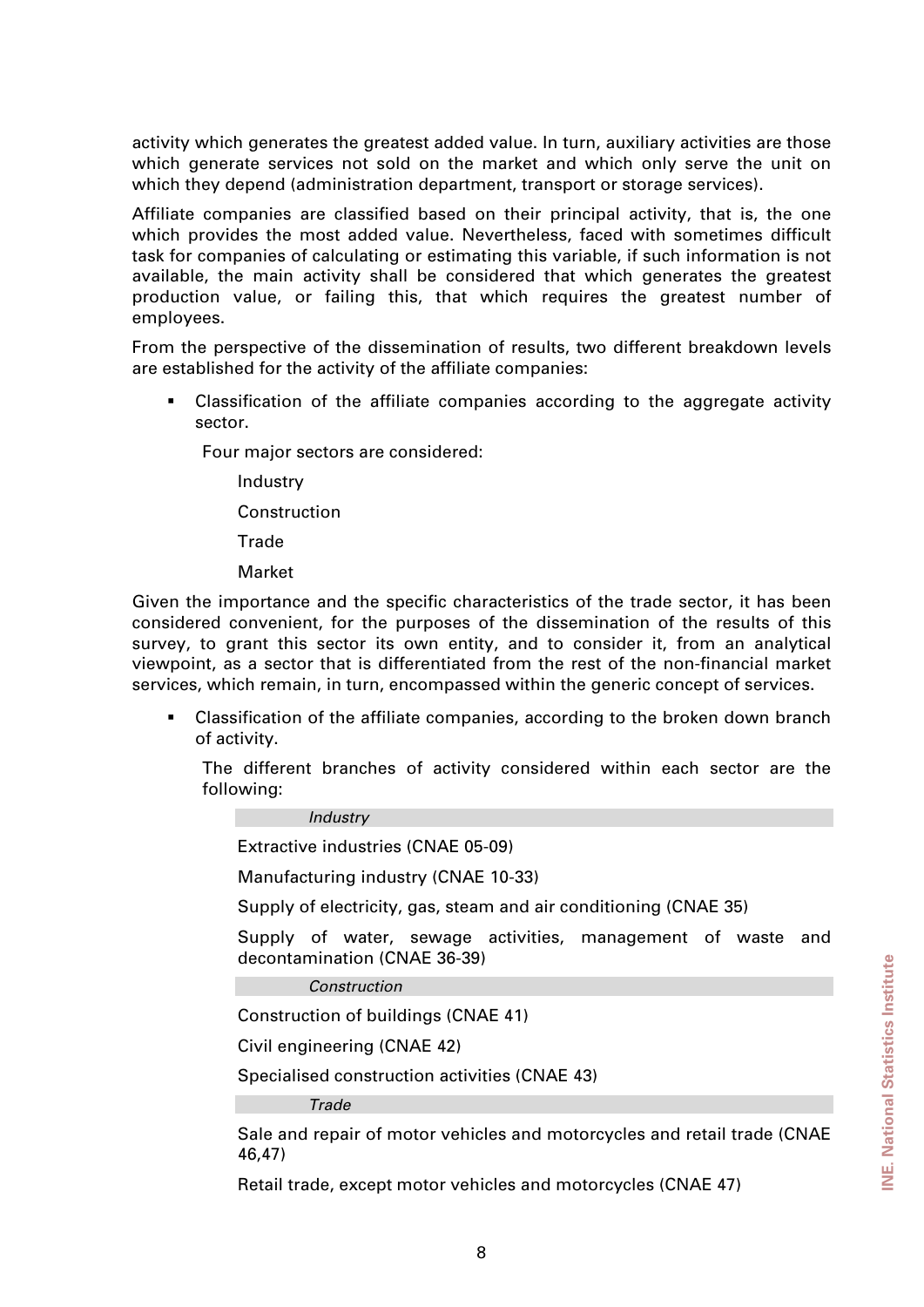activity which generates the greatest added value. In turn, auxiliary activities are those which generate services not sold on the market and which only serve the unit on which they depend (administration department, transport or storage services).

Affiliate companies are classified based on their principal activity, that is, the one which provides the most added value. Nevertheless, faced with sometimes difficult task for companies of calculating or estimating this variable, if such information is not available, the main activity shall be considered that which generates the greatest production value, or failing this, that which requires the greatest number of employees.

From the perspective of the dissemination of results, two different breakdown levels are established for the activity of the affiliate companies:

- Classification of the affiliate companies according to the aggregate activity sector.

  Four major sectors are considered:

  Industry

  Construction

  Trade

  Market

Given the importance and the specific characteristics of the trade sector, it has been considered convenient, for the purposes of the dissemination of the results of this survey, to grant this sector its own entity, and to consider it, from an analytical viewpoint, as a sector that is differentiated from the rest of the non-financial market services, which remain, in turn, encompassed within the generic concept of services.

- Classification of the affiliate companies, according to the broken down branch of activity.

  The different branches of activity considered within each sector are the following:

  *Industry*

  Extractive industries (CNAE 05-09)

  Manufacturing industry (CNAE 10-33)

  Supply of electricity, gas, steam and air conditioning (CNAE 35)

  Supply of water, sewage activities, management of waste and decontamination (CNAE 36-39)

  *Construction*

  Construction of buildings (CNAE 41)

  Civil engineering (CNAE 42)

  Specialised construction activities (CNAE 43)

  *Trade*

  Sale and repair of motor vehicles and motorcycles and retail trade (CNAE 46,47)

  Retail trade, except motor vehicles and motorcycles (CNAE 47)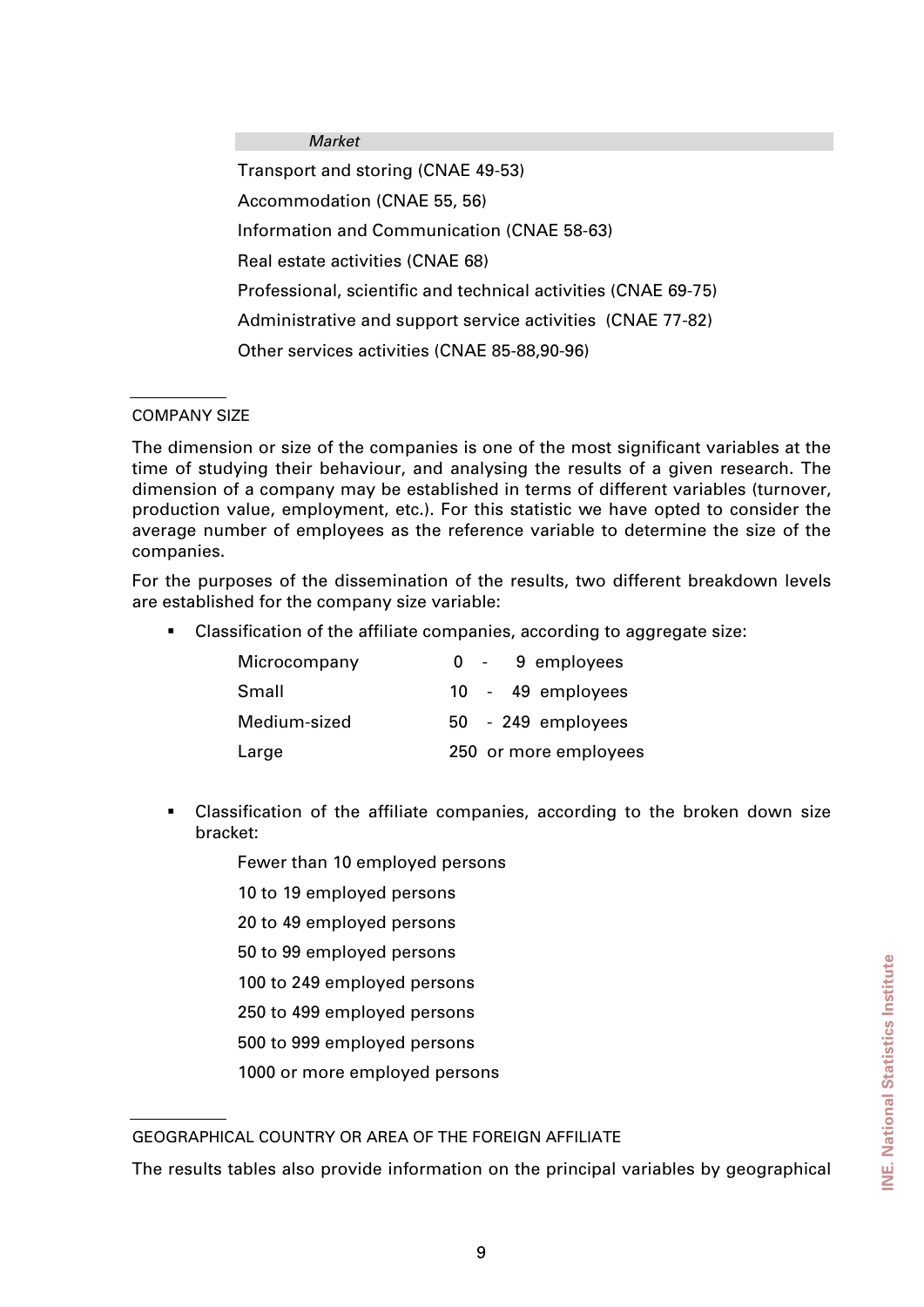| *Market* |
|---|
| Transport and storing (CNAE 49-53) |
| Accommodation (CNAE 55, 56) |
| Information and Communication (CNAE 58-63) |
| Real estate activities (CNAE 68) |
| Professional, scientific and technical activities (CNAE 69-75) |
| Administrative and support service activities (CNAE 77-82) |
| Other services activities (CNAE 85-88,90-96) |

## COMPANY SIZE

The dimension or size of the companies is one of the most significant variables at the time of studying their behaviour, and analysing the results of a given research. The dimension of a company may be established in terms of different variables (turnover, production value, employment, etc.). For this statistic we have opted to consider the average number of employees as the reference variable to determine the size of the companies.

For the purposes of the dissemination of the results, two different breakdown levels are established for the company size variable:

- Classification of the affiliate companies, according to aggregate size:

| | |
|---|---|
| Microcompany | 0 - 9 employees |
| Small | 10 - 49 employees |
| Medium-sized | 50 - 249 employees |
| Large | 250 or more employees |

- Classification of the affiliate companies, according to the broken down size bracket:

  Fewer than 10 employed persons
  
  10 to 19 employed persons
  
  20 to 49 employed persons
  
  50 to 99 employed persons
  
  100 to 249 employed persons
  
  250 to 499 employed persons
  
  500 to 999 employed persons
  
  1000 or more employed persons

## GEOGRAPHICAL COUNTRY OR AREA OF THE FOREIGN AFFILIATE

The results tables also provide information on the principal variables by geographical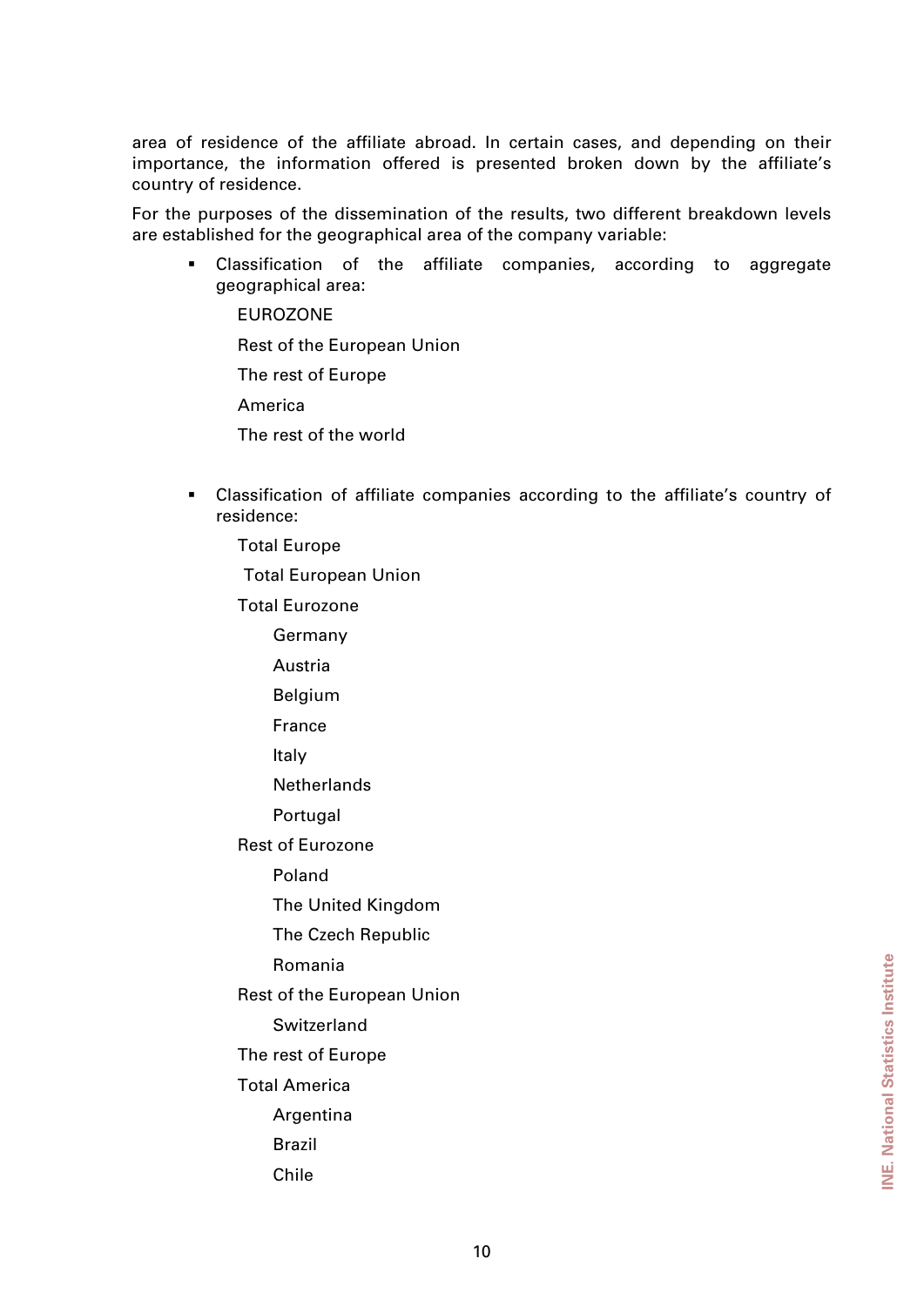area of residence of the affiliate abroad. In certain cases, and depending on their importance, the information offered is presented broken down by the affiliate's country of residence.

For the purposes of the dissemination of the results, two different breakdown levels are established for the geographical area of the company variable:

- Classification of the affiliate companies, according to aggregate geographical area:

  EUROZONE

  Rest of the European Union

  The rest of Europe

  America

  The rest of the world

- Classification of affiliate companies according to the affiliate's country of residence:

  Total Europe

  Total European Union

  Total Eurozone

  - Germany
  - Austria
  - Belgium
  - France
  - Italy
  - Netherlands
  - Portugal

  Rest of Eurozone

  - Poland
  - The United Kingdom
  - The Czech Republic
  - Romania

  Rest of the European Union

  - Switzerland

  The rest of Europe

  Total America

  - Argentina
  - Brazil
  - Chile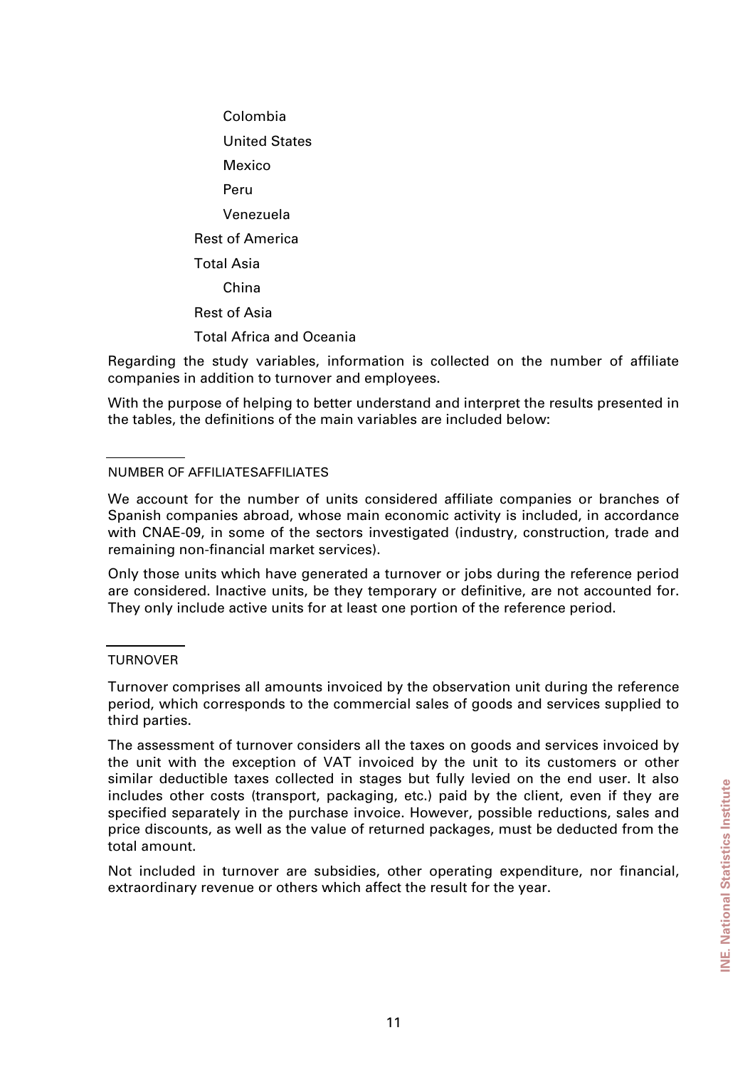- Colombia
- United States
- Mexico
- Peru
- Venezuela

Rest of America

Total Asia

- China

Rest of Asia

Total Africa and Oceania

Regarding the study variables, information is collected on the number of affiliate companies in addition to turnover and employees.

With the purpose of helping to better understand and interpret the results presented in the tables, the definitions of the main variables are included below:

NUMBER OF AFFILIATESAFFILIATES

We account for the number of units considered affiliate companies or branches of Spanish companies abroad, whose main economic activity is included, in accordance with CNAE-09, in some of the sectors investigated (industry, construction, trade and remaining non-financial market services).

Only those units which have generated a turnover or jobs during the reference period are considered. Inactive units, be they temporary or definitive, are not accounted for. They only include active units for at least one portion of the reference period.

TURNOVER

Turnover comprises all amounts invoiced by the observation unit during the reference period, which corresponds to the commercial sales of goods and services supplied to third parties.

The assessment of turnover considers all the taxes on goods and services invoiced by the unit with the exception of VAT invoiced by the unit to its customers or other similar deductible taxes collected in stages but fully levied on the end user. It also includes other costs (transport, packaging, etc.) paid by the client, even if they are specified separately in the purchase invoice. However, possible reductions, sales and price discounts, as well as the value of returned packages, must be deducted from the total amount.

Not included in turnover are subsidies, other operating expenditure, nor financial, extraordinary revenue or others which affect the result for the year.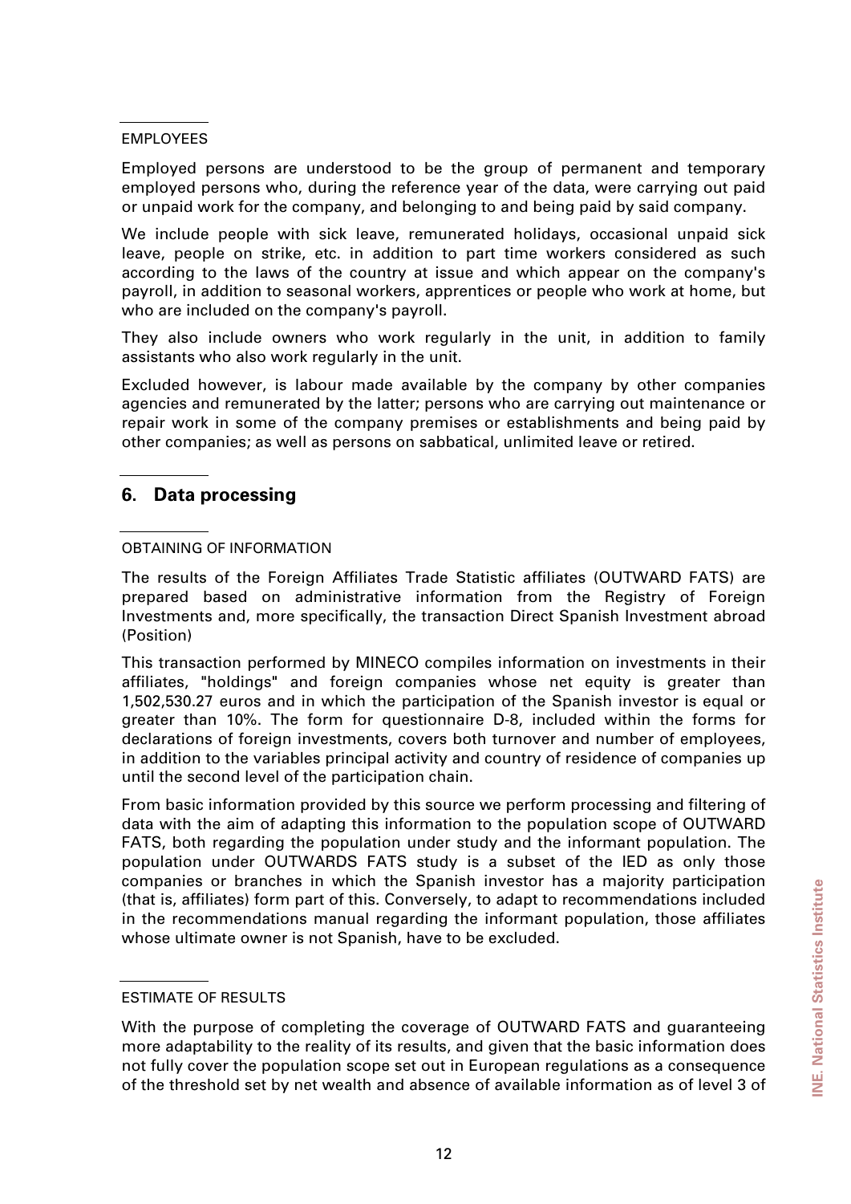#### EMPLOYEES

Employed persons are understood to be the group of permanent and temporary employed persons who, during the reference year of the data, were carrying out paid or unpaid work for the company, and belonging to and being paid by said company.

We include people with sick leave, remunerated holidays, occasional unpaid sick leave, people on strike, etc. in addition to part time workers considered as such according to the laws of the country at issue and which appear on the company's payroll, in addition to seasonal workers, apprentices or people who work at home, but who are included on the company's payroll.

They also include owners who work regularly in the unit, in addition to family assistants who also work regularly in the unit.

Excluded however, is labour made available by the company by other companies agencies and remunerated by the latter; persons who are carrying out maintenance or repair work in some of the company premises or establishments and being paid by other companies; as well as persons on sabbatical, unlimited leave or retired.

## 6. Data processing

#### OBTAINING OF INFORMATION

The results of the Foreign Affiliates Trade Statistic affiliates (OUTWARD FATS) are prepared based on administrative information from the Registry of Foreign Investments and, more specifically, the transaction Direct Spanish Investment abroad (Position)

This transaction performed by MINECO compiles information on investments in their affiliates, "holdings" and foreign companies whose net equity is greater than 1,502,530.27 euros and in which the participation of the Spanish investor is equal or greater than 10%. The form for questionnaire D-8, included within the forms for declarations of foreign investments, covers both turnover and number of employees, in addition to the variables principal activity and country of residence of companies up until the second level of the participation chain.

From basic information provided by this source we perform processing and filtering of data with the aim of adapting this information to the population scope of OUTWARD FATS, both regarding the population under study and the informant population. The population under OUTWARDS FATS study is a subset of the IED as only those companies or branches in which the Spanish investor has a majority participation (that is, affiliates) form part of this. Conversely, to adapt to recommendations included in the recommendations manual regarding the informant population, those affiliates whose ultimate owner is not Spanish, have to be excluded.

#### ESTIMATE OF RESULTS

With the purpose of completing the coverage of OUTWARD FATS and guaranteeing more adaptability to the reality of its results, and given that the basic information does not fully cover the population scope set out in European regulations as a consequence of the threshold set by net wealth and absence of available information as of level 3 of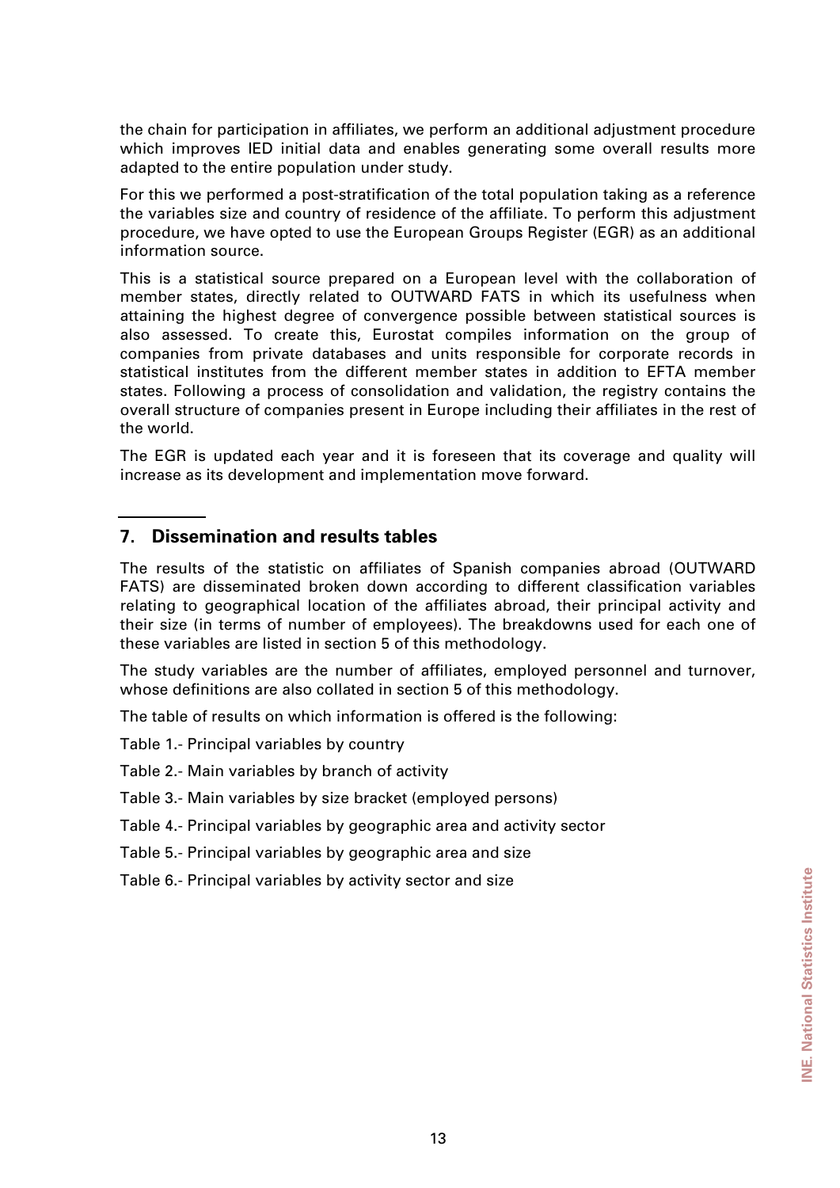the chain for participation in affiliates, we perform an additional adjustment procedure which improves IED initial data and enables generating some overall results more adapted to the entire population under study.

For this we performed a post-stratification of the total population taking as a reference the variables size and country of residence of the affiliate. To perform this adjustment procedure, we have opted to use the European Groups Register (EGR) as an additional information source.

This is a statistical source prepared on a European level with the collaboration of member states, directly related to OUTWARD FATS in which its usefulness when attaining the highest degree of convergence possible between statistical sources is also assessed. To create this, Eurostat compiles information on the group of companies from private databases and units responsible for corporate records in statistical institutes from the different member states in addition to EFTA member states. Following a process of consolidation and validation, the registry contains the overall structure of companies present in Europe including their affiliates in the rest of the world.

The EGR is updated each year and it is foreseen that its coverage and quality will increase as its development and implementation move forward.

## 7. Dissemination and results tables

The results of the statistic on affiliates of Spanish companies abroad (OUTWARD FATS) are disseminated broken down according to different classification variables relating to geographical location of the affiliates abroad, their principal activity and their size (in terms of number of employees). The breakdowns used for each one of these variables are listed in section 5 of this methodology.

The study variables are the number of affiliates, employed personnel and turnover, whose definitions are also collated in section 5 of this methodology.

The table of results on which information is offered is the following:

Table 1.- Principal variables by country

Table 2.- Main variables by branch of activity

Table 3.- Main variables by size bracket (employed persons)

Table 4.- Principal variables by geographic area and activity sector

Table 5.- Principal variables by geographic area and size

Table 6.- Principal variables by activity sector and size